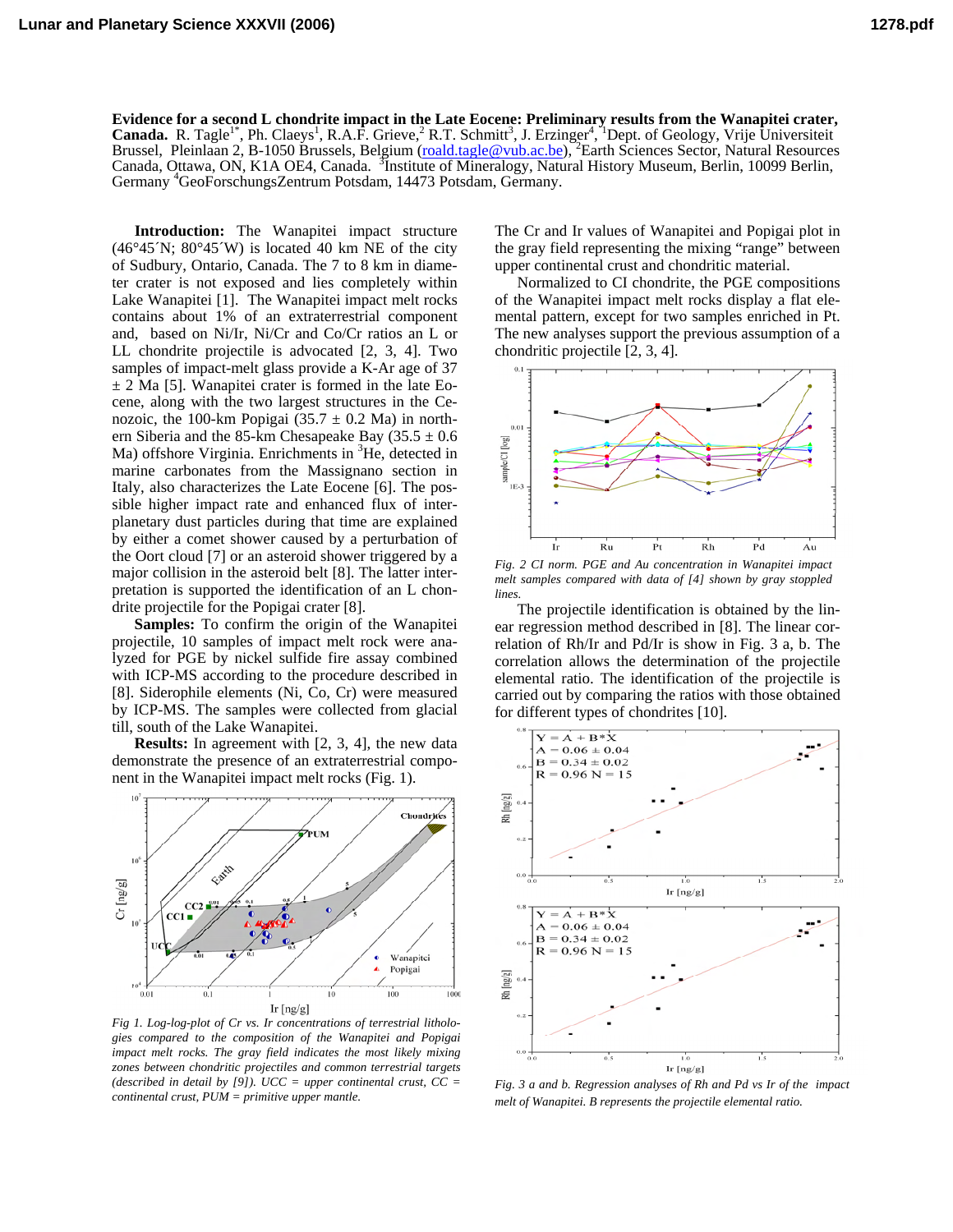**Evidence for a second L chondrite impact in the Late Eocene: Preliminary results from the Wanapitei crater, Canada.** R. Tagle[1*], Ph. Claeys[1], R.A.F. Grieve,[2] R.T. Schmitt[3], J. Erzinger[4], [1]Dept. of Geology, Vrije Universiteit Brussel, Pleinlaan 2, B-1050 Brussels, Belgium (roald.tagle@vub.ac.be), [2]Earth Sciences Sector, Natural Resources Canada, Ottawa, ON, K1A OE4, Canada. [3]Institute of Mineralogy, Natural History Museum, Berlin, 10099 Berlin, Germany [4]GeoForschungsZentrum Potsdam, 14473 Potsdam, Germany.

**Introduction:** The Wanapitei impact structure (46°45´N; 80°45´W) is located 40 km NE of the city of Sudbury, Ontario, Canada. The 7 to 8 km in diameter crater is not exposed and lies completely within Lake Wanapitei [1]. The Wanapitei impact melt rocks contains about 1% of an extraterrestrial component and, based on Ni/Ir, Ni/Cr and Co/Cr ratios an L or LL chondrite projectile is advocated [2, 3, 4]. Two samples of impact-melt glass provide a K-Ar age of 37 ± 2 Ma [5]. Wanapitei crater is formed in the late Eocene, along with the two largest structures in the Cenozoic, the 100-km Popigai (35.7 ± 0.2 Ma) in northern Siberia and the 85-km Chesapeake Bay (35.5 ± 0.6 Ma) offshore Virginia. Enrichments in $^3$He, detected in marine carbonates from the Massignano section in Italy, also characterizes the Late Eocene [6]. The possible higher impact rate and enhanced flux of interplanetary dust particles during that time are explained by either a comet shower caused by a perturbation of the Oort cloud [7] or an asteroid shower triggered by a major collision in the asteroid belt [8]. The latter interpretation is supported the identification of an L chondrite projectile for the Popigai crater [8].

**Samples:** To confirm the origin of the Wanapitei projectile, 10 samples of impact melt rock were analyzed for PGE by nickel sulfide fire assay combined with ICP-MS according to the procedure described in [8]. Siderophile elements (Ni, Co, Cr) were measured by ICP-MS. The samples were collected from glacial till, south of the Lake Wanapitei.

**Results:** In agreement with [2, 3, 4], the new data demonstrate the presence of an extraterrestrial component in the Wanapitei impact melt rocks (Fig. 1).

*Fig 1. Log-log-plot of Cr vs. Ir concentrations of terrestrial lithologies compared to the composition of Wanapitei and Popigai impact melt rocks. The gray field indicates the most likely mixing zones between chondritic projectiles and common terrestrial targets (described in detail by [9]). UCC = upper continental crust, CC = continental crust, PUM = primitive upper mantle.*

The Cr and Ir values of Wanapitei and Popigai plot in the gray field representing the mixing "range" between upper continental crust and chondritic material.

Normalized to CI chondrite, the PGE compositions of the Wanapitei impact melt rocks display a flat elemental pattern, except for two samples enriched in Pt. The new analyses support the previous assumption of a chondritic projectile [2, 3, 4].

*Fig. 2 CI norm. PGE and Au concentration in Wanapitei impact melt samples compared with data of [4] shown by gray stoppled lines.*

The projectile identification is obtained by the linear regression method described in [8]. The linear correlation of Rh/Ir and Pd/Ir is show in Fig. 3 a, b. The correlation allows the determination of the projectile elemental ratio. The identification of the projectile is carried out by comparing the ratios with those obtained for different types of chondrites [10].

*Fig. 3 a and b. Regression analyses of Rh and Pd vs Ir of the impact melt of Wanapitei. B represents the projectile elemental ratio.*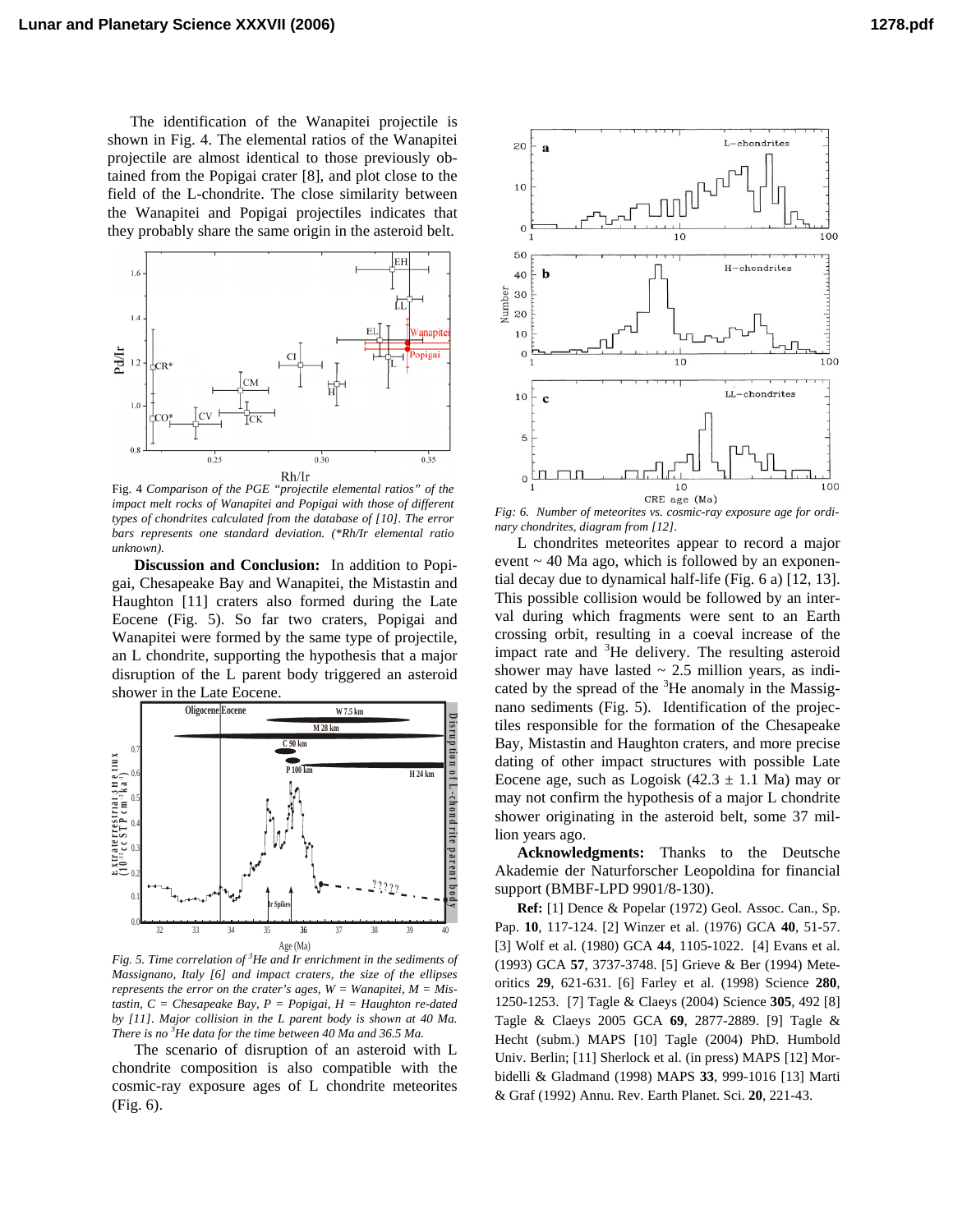The identification of the Wanapitei projectile is shown in Fig. 4. The elemental ratios of the Wanapitei projectile are almost identical to those previously obtained from the Popigai crater [8], and plot close to the field of the L-chondrite. The close similarity between the Wanapitei and Popigai projectiles indicates that they probably share the same origin in the asteroid belt.

Pd/Ir
1.6
1.4
1.2
1.0
0.8
Rh/Ir
0.25
0.30
0.35
EH
LL
EL
Wanapitei
Popigai
L
CI
H
CR*
CM
CO*
CV
CK

Fig. 4 *Comparison of the PGE "projectile elemental ratios" of the impact melt rocks of Wanapitei and Popigai with those of different types of chondrites calculated from the database of [10]. The error bars represent one standard deviation. (*Rh/Ir elemental ratio unknown).*

**Discussion and Conclusion:** In addition to Popigai, Chesapeake Bay and Wanapitei, the Mistastin and Haughton [11] craters also formed during the Late Eocene (Fig. 5). So far two craters, Popigai and Wanapitei were formed by the same type of projectile, an L chondrite, supporting the hypothesis that a major disruption of the L parent body triggered an asteroid shower in the Late Eocene.

Oligocene Eocene
W 7.5 km
M 28 km
C 90 km
P 100 km
H 24 km
Extraterrestrial 3He flux ($10^{-12}$ cc STP cm$^{-2}$ ka$^{-1}$)
0.7
0.6
0.5
0.4
0.3
0.2
0.1
0.0
Ir Spikes
?????
Disruption of L-chondrite parent body
32
33
34
35
36
37
38
39
40
Age (Ma)

*Fig. 5. Time correlation of $^{3}$He and Ir enrichment in the sediments of Massignano, Italy [6] and impact craters, the size of the ellipses represents the error on the crater's ages, W = Wanapitei, M = Mistastin, C = Chesapeake Bay, P = Popigai, H = Haughton re-dated by [11]. Major collision in the L parent body is shown at 40 Ma. There is no $^{3}$He data for the time between 40 Ma and 36.5 Ma.*

The scenario of disruption of an asteroid with L chondrite composition is also compatible with the cosmic-ray exposure ages of L chondrite meteorites (Fig. 6).

a
L-chondrites
20
10
0
1
10
100
b
H-chondrites
50
40
30
20
10
0
Number
1
10
100
c
LL-chondrites
10
5
0
1
10
100
CRE age (Ma)

*Fig: 6. Number of meteorites vs. cosmic-ray exposure age for ordinary chondrites, diagram from [12].*

L chondrites meteorites appear to record a major event ~ 40 Ma ago, which is followed by an exponential decay due to dynamical half-life (Fig. 6 a) [12, 13]. This possible collision would be followed by an interval during which fragments were sent to an Earth crossing orbit, resulting in a coeval increase of the impact rate and $^{3}$He delivery. The resulting asteroid shower may have lasted ~ 2.5 million years, as indicated by the spread of the $^{3}$He anomaly in the Massignano sediments (Fig. 5). Identification of the projectiles responsible for the formation of the Chesapeake Bay, Mistastin and Haughton craters, and more precise dating of other impact structures with possible Late Eocene age, such as Logoisk (42.3 ± 1.1 Ma) may or may not confirm the hypothesis of a major L chondrite shower originating in the asteroid belt, some 37 million years ago.

**Acknowledgments:** Thanks to the Deutsche Akademie der Naturforscher Leopoldina for financial support (BMBF-LPD 9901/8-130).

**Ref:** [1] Dence & Popelar (1972) Geol. Assoc. Can., Sp. Pap. **10**, 117-124. [2] Winzer et al. (1976) GCA **40**, 51-57. [3] Wolf et al. (1980) GCA **44**, 1105-1022. [4] Evans et al. (1993) GCA **57**, 3737-3748. [5] Grieve & Ber (1994) Meteoritics **29**, 621-631. [6] Farley et al. (1998) Science **280**, 1250-1253. [7] Tagle & Claeys (2004) Science **305**, 492 [8] Tagle & Claeys 2005 GCA **69**, 2877-2889. [9] Tagle & Hecht (subm.) MAPS [10] Tagle (2004) PhD. Humbold Univ. Berlin; [11] Sherlock et al. (in press) MAPS [12] Morbidelli & Gladmand (1998) MAPS **33**, 999-1016 [13] Marti & Graf (1992) Annu. Rev. Earth Planet. Sci. **20**, 221-43.